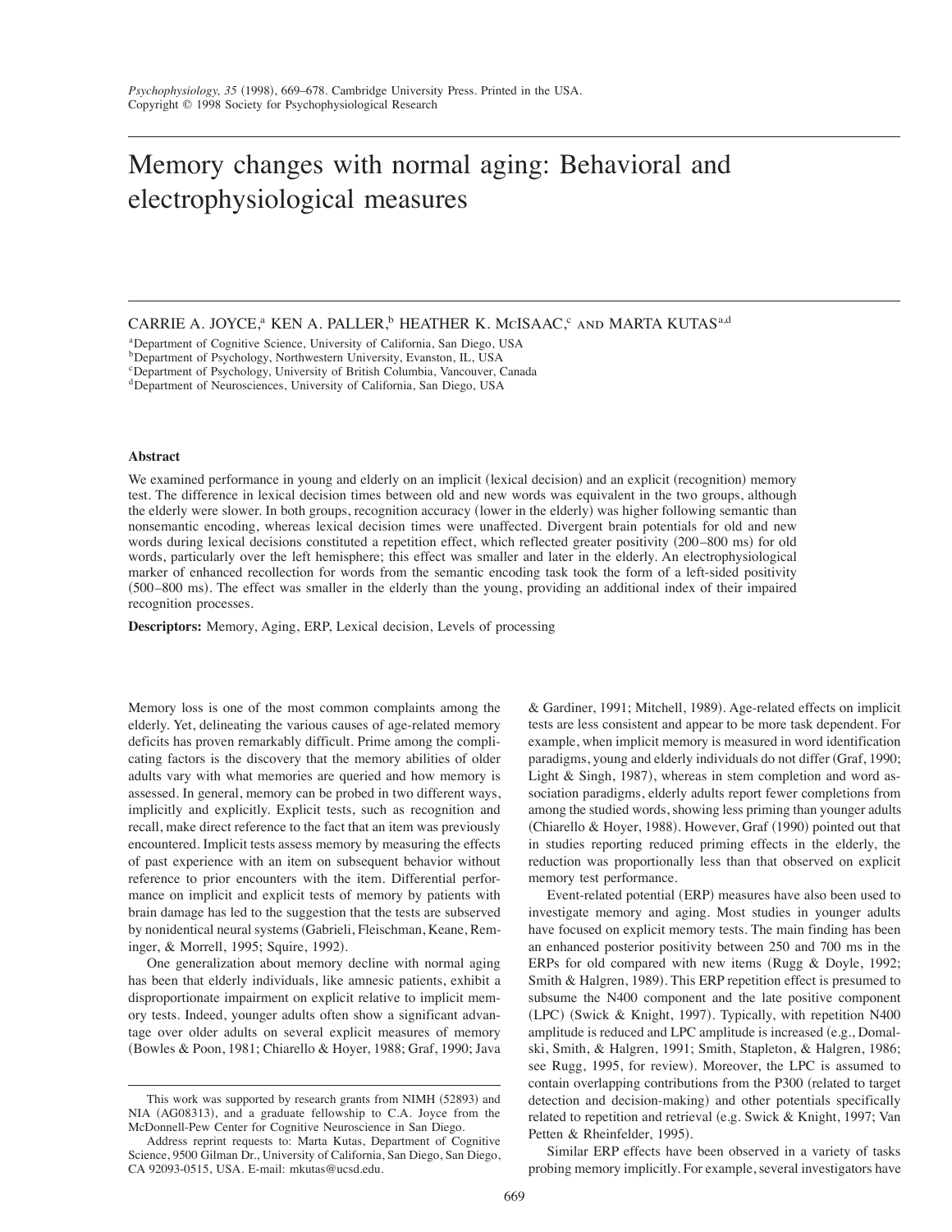# Memory changes with normal aging: Behavioral and electrophysiological measures

CARRIE A. JOYCE,[a] KEN A. PALLER,[b] HEATHER K. McISAAC,[c] AND MARTA KUTAS[a,d]

[a]Department of Cognitive Science, University of California, San Diego, USA
[b]Department of Psychology, Northwestern University, Evanston, IL, USA
[c]Department of Psychology, University of British Columbia, Vancouver, Canada
[d]Department of Neurosciences, University of California, San Diego, USA

### Abstract

We examined performance in young and elderly on an implicit (lexical decision) and an explicit (recognition) memory test. The difference in lexical decision times between old and new words was equivalent in the two groups, although the elderly were slower. In both groups, recognition accuracy (lower in the elderly) was higher following semantic than nonsemantic encoding, whereas lexical decision times were unaffected. Divergent brain potentials for old and new words during lexical decisions constituted a repetition effect, which reflected greater positivity (200–800 ms) for old words, particularly over the left hemisphere; this effect was smaller and later in the elderly. An electrophysiological marker of enhanced recollection for words from the semantic encoding task took the form of a left-sided positivity (500–800 ms). The effect was smaller in the elderly than the young, providing an additional index of their impaired recognition processes.

**Descriptors:** Memory, Aging, ERP, Lexical decision, Levels of processing

Memory loss is one of the most common complaints among the elderly. Yet, delineating the various causes of age-related memory deficits has proven remarkably difficult. Prime among the complicating factors is the discovery that the memory abilities of older adults vary with what memories are queried and how memory is assessed. In general, memory can be probed in two different ways, implicitly and explicitly. Explicit tests, such as recognition and recall, make direct reference to the fact that an item was previously encountered. Implicit tests assess memory by measuring the effects of past experience with an item on subsequent behavior without reference to prior encounters with the item. Differential performance on implicit and explicit tests of memory by patients with brain damage has led to the suggestion that the tests are subserved by nonidentical neural systems (Gabrieli, Fleischman, Keane, Reminger, & Morrell, 1995; Squire, 1992).

One generalization about memory decline with normal aging has been that elderly individuals, like amnesic patients, exhibit a disproportionate impairment on explicit relative to implicit memory tests. Indeed, younger adults often show a significant advantage over older adults on several explicit measures of memory (Bowles & Poon, 1981; Chiarello & Hoyer, 1988; Graf, 1990; Java & Gardiner, 1991; Mitchell, 1989). Age-related effects on implicit tests are less consistent and appear to be more task dependent. For example, when implicit memory is measured in word identification paradigms, young and elderly individuals do not differ (Graf, 1990; Light & Singh, 1987), whereas in stem completion and word association paradigms, elderly adults report fewer completions from among the studied words, showing less priming than younger adults (Chiarello & Hoyer, 1988). However, Graf (1990) pointed out that in studies reporting reduced priming effects in the elderly, the reduction was proportionally less than that observed on explicit memory test performance.

Event-related potential (ERP) measures have also been used to investigate memory and aging. Most studies in younger adults have focused on explicit memory tests. The main finding has been an enhanced posterior positivity between 250 and 700 ms in the ERPs for old compared with new items (Rugg & Doyle, 1992; Smith & Halgren, 1989). This ERP repetition effect is presumed to subsume the N400 component and the late positive component (LPC) (Swick & Knight, 1997). Typically, with repetition N400 amplitude is reduced and LPC amplitude is increased (e.g., Domalski, Smith, & Halgren, 1991; Smith, Stapleton, & Halgren, 1986; see Rugg, 1995, for review). Moreover, the LPC is assumed to contain overlapping contributions from the P300 (related to target detection and decision-making) and other potentials specifically related to repetition and retrieval (e.g. Swick & Knight, 1997; Van Petten & Rheinfelder, 1995).

Similar ERP effects have been observed in a variety of tasks probing memory implicitly. For example, several investigators have

This work was supported by research grants from NIMH (52893) and NIA (AG08313), and a graduate fellowship to C.A. Joyce from the McDonnell-Pew Center for Cognitive Neuroscience in San Diego.

Address reprint requests to: Marta Kutas, Department of Cognitive Science, 9500 Gilman Dr., University of California, San Diego, San Diego, CA 92093-0515, USA. E-mail: mkutas@ucsd.edu.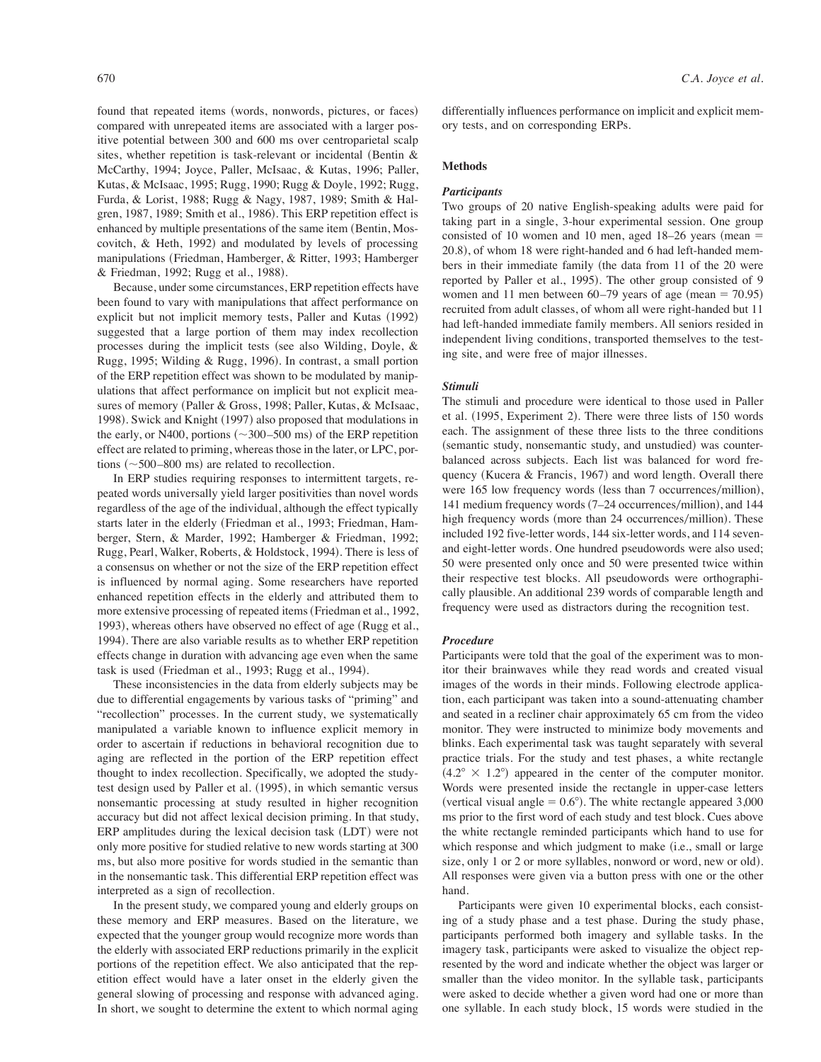found that repeated items (words, nonwords, pictures, or faces) compared with unrepeated items are associated with a larger positive potential between 300 and 600 ms over centroparietal scalp sites, whether repetition is task-relevant or incidental (Bentin & McCarthy, 1994; Joyce, Paller, McIsaac, & Kutas, 1996; Paller, Kutas, & McIsaac, 1995; Rugg, 1990; Rugg & Doyle, 1992; Rugg, Furda, & Lorist, 1988; Rugg & Nagy, 1987, 1989; Smith & Halgren, 1987, 1989; Smith et al., 1986). This ERP repetition effect is enhanced by multiple presentations of the same item (Bentin, Moscovitch, & Heth, 1992) and modulated by levels of processing manipulations (Friedman, Hamberger, & Ritter, 1993; Hamberger & Friedman, 1992; Rugg et al., 1988).

Because, under some circumstances, ERP repetition effects have been found to vary with manipulations that affect performance on explicit but not implicit memory tests, Paller and Kutas (1992) suggested that a large portion of them may index recollection processes during the implicit tests (see also Wilding, Doyle, & Rugg, 1995; Wilding & Rugg, 1996). In contrast, a small portion of the ERP repetition effect was shown to be modulated by manipulations that affect performance on implicit but not explicit measures of memory (Paller & Gross, 1998; Paller, Kutas, & McIsaac, 1998). Swick and Knight (1997) also proposed that modulations in the early, or N400, portions (~300–500 ms) of the ERP repetition effect are related to priming, whereas those in the later, or LPC, portions (~500–800 ms) are related to recollection.

In ERP studies requiring responses to intermittent targets, repeated words universally yield larger positivities than novel words regardless of the age of the individual, although the effect typically starts later in the elderly (Friedman et al., 1993; Friedman, Hamberger, Stern, & Marder, 1992; Hamberger & Friedman, 1992; Rugg, Pearl, Walker, Roberts, & Holdstock, 1994). There is less of a consensus on whether or not the size of the ERP repetition effect is influenced by normal aging. Some researchers have reported enhanced repetition effects in the elderly and attributed them to more extensive processing of repeated items (Friedman et al., 1992, 1993), whereas others have observed no effect of age (Rugg et al., 1994). There are also variable results as to whether ERP repetition effects change in duration with advancing age even when the same task is used (Friedman et al., 1993; Rugg et al., 1994).

These inconsistencies in the data from elderly subjects may be due to differential engagements by various tasks of "priming" and "recollection" processes. In the current study, we systematically manipulated a variable known to influence explicit memory in order to ascertain if reductions in behavioral recognition due to aging are reflected in the portion of the ERP repetition effect thought to index recollection. Specifically, we adopted the study-test design used by Paller et al. (1995), in which semantic versus nonsemantic processing at study resulted in higher recognition accuracy but did not affect lexical decision priming. In that study, ERP amplitudes during the lexical decision task (LDT) were not only more positive for studied relative to new words starting at 300 ms, but also more positive for words studied in the semantic than in the nonsemantic task. This differential ERP repetition effect was interpreted as a sign of recollection.

In the present study, we compared young and elderly groups on these memory and ERP measures. Based on the literature, we expected that the younger group would recognize more words than the elderly with associated ERP reductions primarily in the explicit portions of the repetition effect. We also anticipated that the repetition effect would have a later onset in the elderly given the general slowing of processing and response with advanced aging. In short, we sought to determine the extent to which normal aging differentially influences performance on implicit and explicit memory tests, and on corresponding ERPs.

## Methods

### *Participants*

Two groups of 20 native English-speaking adults were paid for taking part in a single, 3-hour experimental session. One group consisted of 10 women and 10 men, aged 18–26 years (mean = 20.8), of whom 18 were right-handed and 6 had left-handed members in their immediate family (the data from 11 of the 20 were reported by Paller et al., 1995). The other group consisted of 9 women and 11 men between 60–79 years of age (mean = 70.95) recruited from adult classes, of whom all were right-handed but 11 had left-handed immediate family members. All seniors resided in independent living conditions, transported themselves to the testing site, and were free of major illnesses.

### *Stimuli*

The stimuli and procedure were identical to those used in Paller et al. (1995, Experiment 2). There were three lists of 150 words each. The assignment of these three lists to the three conditions (semantic study, nonsemantic study, and unstudied) was counterbalanced across subjects. Each list was balanced for word frequency (Kucera & Francis, 1967) and word length. Overall there were 165 low frequency words (less than 7 occurrences/million), 141 medium frequency words (7–24 occurrences/million), and 144 high frequency words (more than 24 occurrences/million). These included 192 five-letter words, 144 six-letter words, and 114 seven- and eight-letter words. One hundred pseudowords were also used; 50 were presented only once and 50 were presented twice within their respective test blocks. All pseudowords were orthographically plausible. An additional 239 words of comparable length and frequency were used as distractors during the recognition test.

### *Procedure*

Participants were told that the goal of the experiment was to monitor their brainwaves while they read words and created visual images of the words in their minds. Following electrode application, each participant was taken into a sound-attenuating chamber and seated in a recliner chair approximately 65 cm from the video monitor. They were instructed to minimize body movements and blinks. Each experimental task was taught separately with several practice trials. For the study and test phases, a white rectangle ($4.2° \times 1.2°$) appeared in the center of the computer monitor. Words were presented inside the rectangle in upper-case letters (vertical visual angle = 0.6°). The white rectangle appeared 3,000 ms prior to the first word of each study and test block. Cues above the white rectangle reminded participants which hand to use for which response and which judgment to make (i.e., small or large size, only 1 or 2 or more syllables, nonword or word, new or old). All responses were given via a button press with one or the other hand.

Participants were given 10 experimental blocks, each consisting of a study phase and a test phase. During the study phase, participants performed both imagery and syllable tasks. In the imagery task, participants were asked to visualize the object represented by the word and indicate whether the object was larger or smaller than the video monitor. In the syllable task, participants were asked to decide whether a given word had one or more than one syllable. In each study block, 15 words were studied in the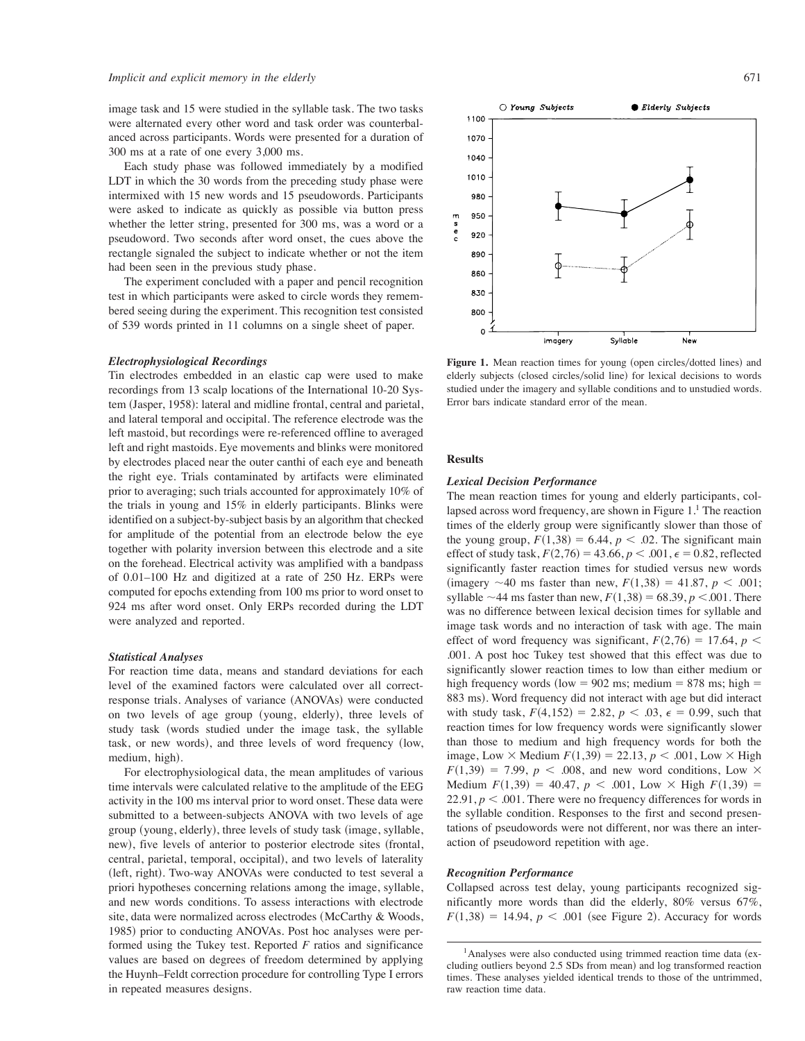image task and 15 were studied in the syllable task. The two tasks were alternated every other word and task order was counterbalanced across participants. Words were presented for a duration of 300 ms at a rate of one every 3,000 ms.

Each study phase was followed immediately by a modified LDT in which the 30 words from the preceding study phase were intermixed with 15 new words and 15 pseudowords. Participants were asked to indicate as quickly as possible via button press whether the letter string, presented for 300 ms, was a word or a pseudoword. Two seconds after word onset, the cues above the rectangle signaled the subject to indicate whether or not the item had been seen in the previous study phase.

The experiment concluded with a paper and pencil recognition test in which participants were asked to circle words they remembered seeing during the experiment. This recognition test consisted of 539 words printed in 11 columns on a single sheet of paper.

### *Electrophysiological Recordings*

Tin electrodes embedded in an elastic cap were used to make recordings from 13 scalp locations of the International 10-20 System (Jasper, 1958): lateral and midline frontal, central and parietal, and lateral temporal and occipital. The reference electrode was the left mastoid, but recordings were re-referenced offline to averaged left and right mastoids. Eye movements and blinks were monitored by electrodes placed near the outer canthi of each eye and beneath the right eye. Trials contaminated by artifacts were eliminated prior to averaging; such trials accounted for approximately 10% of the trials in young and 15% in elderly participants. Blinks were identified on a subject-by-subject basis by an algorithm that checked for amplitude of the potential from an electrode below the eye together with polarity inversion between this electrode and a site on the forehead. Electrical activity was amplified with a bandpass of 0.01–100 Hz and digitized at a rate of 250 Hz. ERPs were computed for epochs extending from 100 ms prior to word onset to 924 ms after word onset. Only ERPs recorded during the LDT were analyzed and reported.

### *Statistical Analyses*

For reaction time data, means and standard deviations for each level of the examined factors were calculated over all correct-response trials. Analyses of variance (ANOVAs) were conducted on two levels of age group (young, elderly), three levels of study task (words studied under the image task, the syllable task, or new words), and three levels of word frequency (low, medium, high).

For electrophysiological data, the mean amplitudes of various time intervals were calculated relative to the amplitude of the EEG activity in the 100 ms interval prior to word onset. These data were submitted to a between-subjects ANOVA with two levels of age group (young, elderly), three levels of study task (image, syllable, new), five levels of anterior to posterior electrode sites (frontal, central, parietal, temporal, occipital), and two levels of laterality (left, right). Two-way ANOVAs were conducted to test several a priori hypotheses concerning relations among the image, syllable, and new words conditions. To assess interactions with electrode site, data were normalized across electrodes (McCarthy & Woods, 1985) prior to conducting ANOVAs. Post hoc analyses were performed using the Tukey test. Reported $F$ ratios and significance values are based on degrees of freedom determined by applying the Huynh–Feldt correction procedure for controlling Type I errors in repeated measures designs.

**Figure 1.** Mean reaction times for young (open circles/dotted lines) and elderly subjects (closed circles/solid line) for lexical decisions to words studied under the imagery and syllable conditions and to unstudied words. Error bars indicate standard error of the mean.

## Results

### *Lexical Decision Performance*

The mean reaction times for young and elderly participants, collapsed across word frequency, are shown in Figure 1.[1] The reaction times of the elderly group were significantly slower than those of the young group, $F(1,38) = 6.44$, $p < .02$. The significant main effect of study task, $F(2,76) = 43.66$, $p < .001$, $\epsilon = 0.82$, reflected significantly faster reaction times for studied versus new words (imagery ~40 ms faster than new, $F(1,38) = 41.87$, $p < .001$; syllable ~44 ms faster than new, $F(1,38) = 68.39$, $p < .001$. There was no difference between lexical decision times for syllable and image task words and no interaction of task with age. The main effect of word frequency was significant, $F(2,76) = 17.64$, $p < .001$. A post hoc Tukey test showed that this effect was due to significantly slower reaction times to low than either medium or high frequency words (low = 902 ms; medium = 878 ms; high = 883 ms). Word frequency did not interact with age but did interact with study task, $F(4,152) = 2.82$, $p < .03$, $\epsilon = 0.99$, such that reaction times for low frequency words were significantly slower than those to medium and high frequency words for both the image, Low × Medium $F(1,39) = 22.13$, $p < .001$, Low × High $F(1,39) = 7.99$, $p < .008$, and new word conditions, Low × Medium $F(1,39) = 40.47$, $p < .001$, Low × High $F(1,39) = 22.91$, $p < .001$. There were no frequency differences for words in the syllable condition. Responses to the first and second presentations of pseudowords were not different, nor was there an interaction of pseudoword repetition with age.

### *Recognition Performance*

Collapsed across test delay, young participants recognized significantly more words than did the elderly, 80% versus 67%, $F(1,38) = 14.94$, $p < .001$ (see Figure 2). Accuracy for words

[1] Analyses were also conducted using trimmed reaction time data (excluding outliers beyond 2.5 SDs from mean) and log transformed reaction times. These analyses yielded identical trends to those of the untrimmed, raw reaction time data.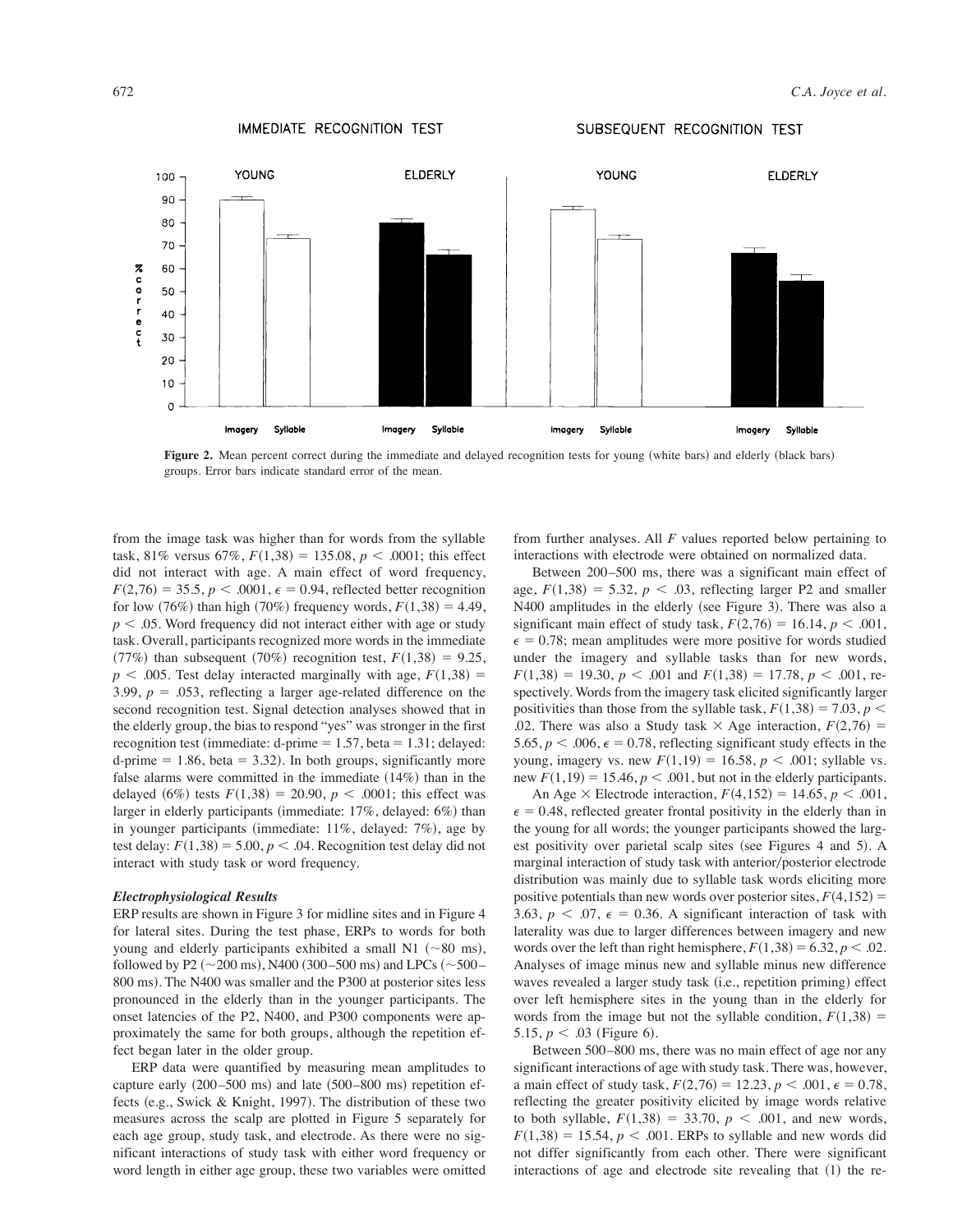**Figure 2.** Mean percent correct during the immediate and delayed recognition tests for young (white bars) and elderly (black bars) groups. Error bars indicate standard error of the mean.

from the image task was higher than for words from the syllable task, 81% versus 67%, $F(1,38) = 135.08$, $p < .0001$; this effect did not interact with age. A main effect of word frequency, $F(2,76) = 35.5$, $p < .0001$, $\epsilon = 0.94$, reflected better recognition for low (76%) than high (70%) frequency words, $F(1,38) = 4.49$, $p < .05$. Word frequency did not interact either with age or study task. Overall, participants recognized more words in the immediate (77%) than subsequent (70%) recognition test, $F(1,38) = 9.25$, $p < .005$. Test delay interacted marginally with age, $F(1,38) = 3.99$, $p = .053$, reflecting a larger age-related difference on the second recognition test. Signal detection analyses showed that in the elderly group, the bias to respond "yes" was stronger in the first recognition test (immediate: d-prime = 1.57, beta = 1.31; delayed: d-prime = 1.86, beta = 3.32). In both groups, significantly more false alarms were committed in the immediate (14%) than in the delayed (6%) tests $F(1,38) = 20.90$, $p < .0001$; this effect was larger in elderly participants (immediate: 17%, delayed: 6%) than in younger participants (immediate: 11%, delayed: 7%), age by test delay: $F(1,38) = 5.00$, $p < .04$. Recognition test delay did not interact with study task or word frequency.

### *Electrophysiological Results*

ERP results are shown in Figure 3 for midline sites and in Figure 4 for lateral sites. During the test phase, ERPs to words for both young and elderly participants exhibited a small N1 (~80 ms), followed by P2 (~200 ms), N400 (300–500 ms) and LPCs (~500–800 ms). The N400 was smaller and the P300 at posterior sites less pronounced in the elderly than in the younger participants. The onset latencies of the P2, N400, and P300 components were approximately the same for both groups, although the repetition effect began later in the older group.

ERP data were quantified by measuring mean amplitudes to capture early (200–500 ms) and late (500–800 ms) repetition effects (e.g., Swick & Knight, 1997). The distribution of these two measures across the scalp are plotted in Figure 5 separately for each age group, study task, and electrode. As there were no significant interactions of study task with either word frequency or word length in either age group, these two variables were omitted from further analyses. All *F* values reported below pertaining to interactions with electrode were obtained on normalized data.

Between 200–500 ms, there was a significant main effect of age, $F(1,38) = 5.32$, $p < .03$, reflecting larger P2 and smaller N400 amplitudes in the elderly (see Figure 3). There was also a significant main effect of study task, $F(2,76) = 16.14$, $p < .001$, $\epsilon = 0.78$; mean amplitudes were more positive for words studied under the imagery and syllable tasks than for new words, $F(1,38) = 19.30$, $p < .001$ and $F(1,38) = 17.78$, $p < .001$, respectively. Words from the imagery task elicited significantly larger positivities than those from the syllable task, $F(1,38) = 7.03$, $p < .02$. There was also a Study task × Age interaction, $F(2,76) = 5.65$, $p < .006$, $\epsilon = 0.78$, reflecting significant study effects in the young, imagery vs. new $F(1,19) = 16.58$, $p < .001$; syllable vs. new $F(1,19) = 15.46$, $p < .001$, but not in the elderly participants.

An Age × Electrode interaction, $F(4,152) = 14.65$, $p < .001$, $\epsilon = 0.48$, reflected greater frontal positivity in the elderly than in the young for all words; the younger participants showed the largest positivity over parietal scalp sites (see Figures 4 and 5). A marginal interaction of study task with anterior/posterior electrode distribution was mainly due to syllable task words eliciting more positive potentials than new words over posterior sites, $F(4,152) = 3.63$, $p < .07$, $\epsilon = 0.36$. A significant interaction of task with laterality was due to larger differences between imagery and new words over the left than right hemisphere, $F(1,38) = 6.32$, $p < .02$. Analyses of image minus new and syllable minus new difference waves revealed a larger study task (i.e., repetition priming) effect over left hemisphere sites in the young than in the elderly for words from the image but not the syllable condition, $F(1,38) = 5.15$, $p < .03$ (Figure 6).

Between 500–800 ms, there was no main effect of age nor any significant interactions of age with study task. There was, however, a main effect of study task, $F(2,76) = 12.23$, $p < .001$, $\epsilon = 0.78$, reflecting the greater positivity elicited by image words relative to both syllable, $F(1,38) = 33.70$, $p < .001$, and new words, $F(1,38) = 15.54$, $p < .001$. ERPs to syllable and new words did not differ significantly from each other. There were significant interactions of age and electrode site revealing that (1) the re-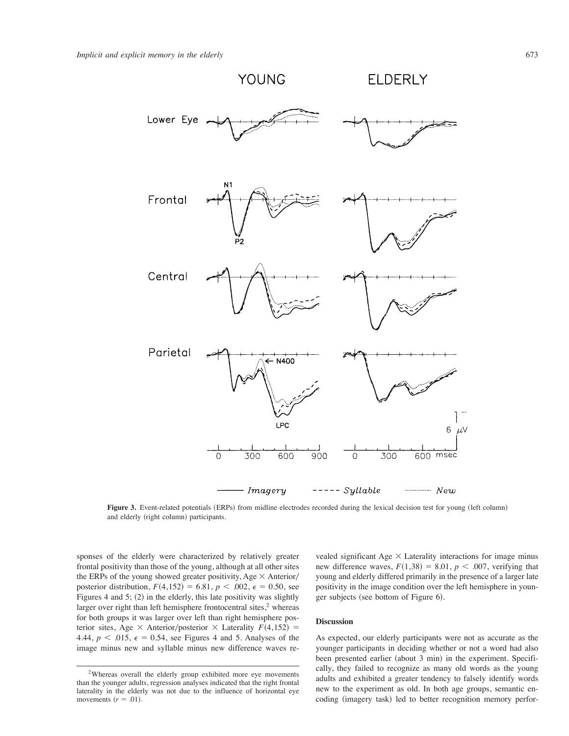**Figure 3.** Event-related potentials (ERPs) from midline electrodes recorded during the lexical decision test for young (left column) and elderly (right column) participants.

sponses of the elderly were characterized by relatively greater frontal positivity than those of the young, although at all other sites the ERPs of the young showed greater positivity, Age × Anterior/posterior distribution, $F(4,152) = 6.81$, $p < .002$, $\epsilon = 0.50$, see Figures 4 and 5; (2) in the elderly, this late positivity was slightly larger over right than left hemisphere frontocentral sites,[2] whereas for both groups it was larger over left than right hemisphere posterior sites, Age × Anterior/posterior × Laterality $F(4,152) = 4.44$, $p < .015$, $\epsilon = 0.54$, see Figures 4 and 5. Analyses of the image minus new and syllable minus new difference waves revealed significant Age × Laterality interactions for image minus new difference waves, $F(1,38) = 8.01$, $p < .007$, verifying that young and elderly differed primarily in the presence of a larger late positivity in the image condition over the left hemisphere in younger subjects (see bottom of Figure 6).

### Discussion

As expected, our elderly participants were not as accurate as the younger participants in deciding whether or not a word had also been presented earlier (about 3 min) in the experiment. Specifically, they failed to recognize as many old words as the young adults and exhibited a greater tendency to falsely identify words new to the experiment as old. In both age groups, semantic encoding (imagery task) led to better recognition memory perfor-

[2]Whereas overall the elderly group exhibited more eye movements than the younger adults, regression analyses indicated that the right frontal laterality in the elderly was not due to the influence of horizontal eye movements ($r = .01$).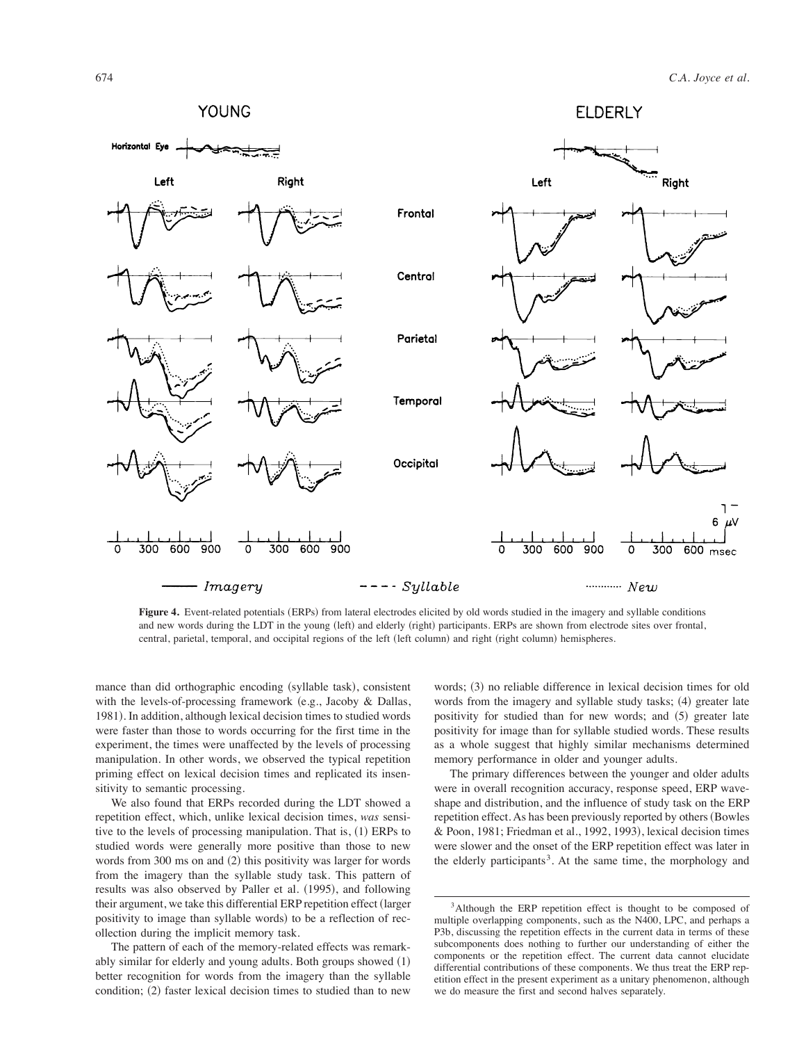**Figure 4.** Event-related potentials (ERPs) from lateral electrodes elicited by old words studied in the imagery and syllable conditions and new words during the LDT in the young (left) and elderly (right) participants. ERPs are shown from electrode sites over frontal, central, parietal, temporal, and occipital regions of the left (left column) and right (right column) hemispheres.

mance than did orthographic encoding (syllable task), consistent with the levels-of-processing framework (e.g., Jacoby & Dallas, 1981). In addition, although lexical decision times to studied words were faster than those to words occurring for the first time in the experiment, the times were unaffected by the levels of processing manipulation. In other words, we observed the typical repetition priming effect on lexical decision times and replicated its insensitivity to semantic processing.

We also found that ERPs recorded during the LDT showed a repetition effect, which, unlike lexical decision times, *was* sensitive to the levels of processing manipulation. That is, (1) ERPs to studied words were generally more positive than those to new words from 300 ms on and (2) this positivity was larger for words from the imagery than the syllable study task. This pattern of results was also observed by Paller et al. (1995), and following their argument, we take this differential ERP repetition effect (larger positivity to image than syllable words) to be a reflection of recollection during the implicit memory task.

The pattern of each of the memory-related effects was remarkably similar for elderly and young adults. Both groups showed (1) better recognition for words from the imagery than the syllable condition; (2) faster lexical decision times to studied than to new words; (3) no reliable difference in lexical decision times for old words from the imagery and syllable study tasks; (4) greater late positivity for studied than for new words; and (5) greater late positivity for image than for syllable studied words. These results as a whole suggest that highly similar mechanisms determined memory performance in older and younger adults.

The primary differences between the younger and older adults were in overall recognition accuracy, response speed, ERP waveshape and distribution, and the influence of study task on the ERP repetition effect. As has been previously reported by others (Bowles & Poon, 1981; Friedman et al., 1992, 1993), lexical decision times were slower and the onset of the ERP repetition effect was later in the elderly participants[3]. At the same time, the morphology and

[3]Although the ERP repetition effect is thought to be composed of multiple overlapping components, such as the N400, LPC, and perhaps a P3b, discussing the repetition effects in the current data in terms of these subcomponents does nothing to further our understanding of either the components or the repetition effect. The current data cannot elucidate differential contributions of these components. We thus treat the ERP repetition effect in the present experiment as a unitary phenomenon, although we do measure the first and second halves separately.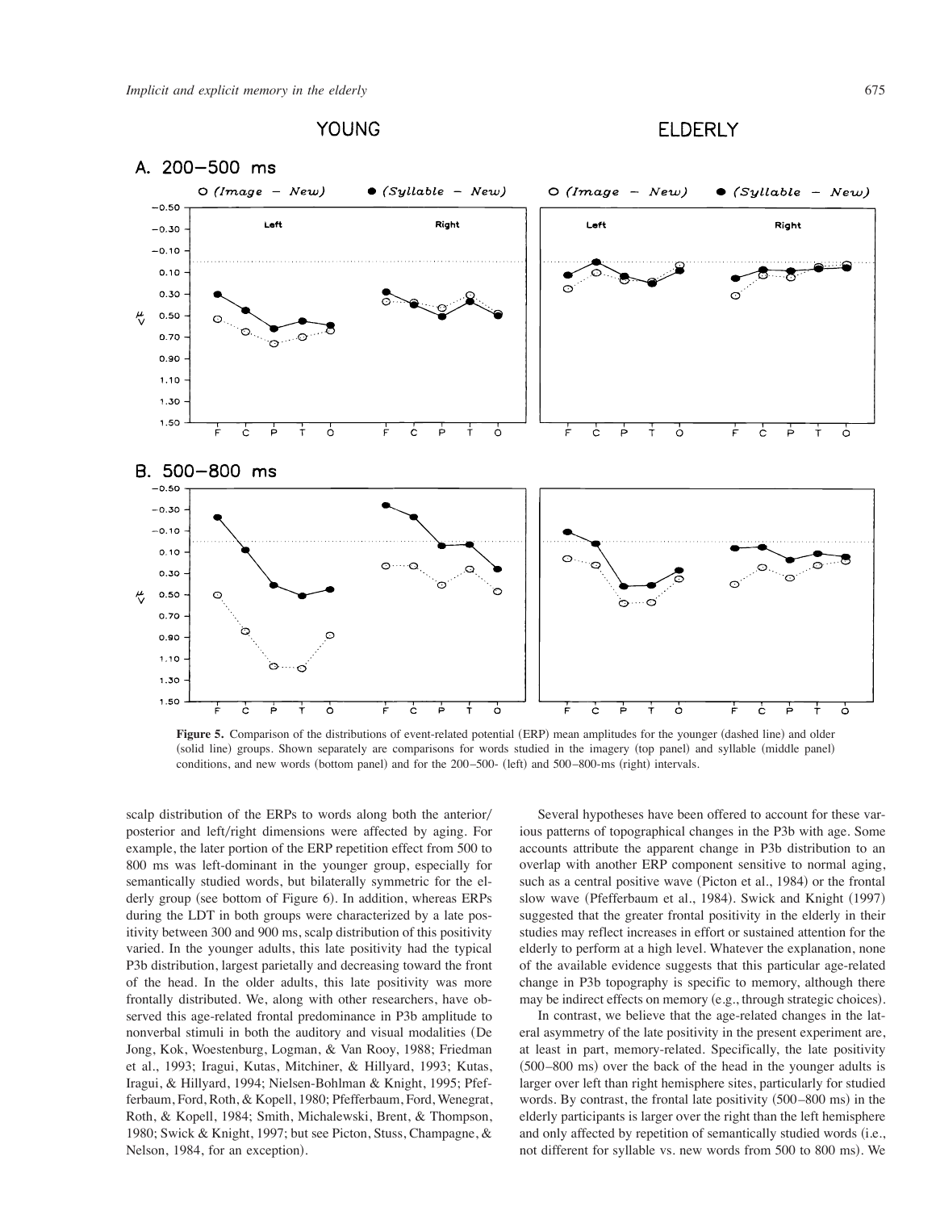**Figure 5.** Comparison of the distributions of event-related potential (ERP) mean amplitudes for the younger (dashed line) and older (solid line) groups. Shown separately are comparisons for words studied in the imagery (top panel) and syllable (middle panel) conditions, and new words (bottom panel) and for the 200–500- (left) and 500–800-ms (right) intervals.

scalp distribution of the ERPs to words along both the anterior/posterior and left/right dimensions were affected by aging. For example, the later portion of the ERP repetition effect from 500 to 800 ms was left-dominant in the younger group, especially for semantically studied words, but bilaterally symmetric for the elderly group (see bottom of Figure 6). In addition, whereas ERPs during the LDT in both groups were characterized by a late positivity between 300 and 900 ms, scalp distribution of this positivity varied. In the younger adults, this late positivity had the typical P3b distribution, largest parietally and decreasing toward the front of the head. In the older adults, this late positivity was more frontally distributed. We, along with other researchers, have observed this age-related frontal predominance in P3b amplitude to nonverbal stimuli in both the auditory and visual modalities (De Jong, Kok, Woestenburg, Logman, & Van Rooy, 1988; Friedman et al., 1993; Iragui, Kutas, Mitchiner, & Hillyard, 1993; Kutas, Iragui, & Hillyard, 1994; Nielsen-Bohlman & Knight, 1995; Pfefferbaum, Ford, Roth, & Kopell, 1980; Pfefferbaum, Ford, Wenegrat, Roth, & Kopell, 1984; Smith, Michalewski, Brent, & Thompson, 1980; Swick & Knight, 1997; but see Picton, Stuss, Champagne, & Nelson, 1984, for an exception).

Several hypotheses have been offered to account for these various patterns of topographical changes in the P3b with age. Some accounts attribute the apparent change in P3b distribution to an overlap with another ERP component sensitive to normal aging, such as a central positive wave (Picton et al., 1984) or the frontal slow wave (Pfefferbaum et al., 1984). Swick and Knight (1997) suggested that the greater frontal positivity in the elderly in their studies may reflect increases in effort or sustained attention for the elderly to perform at a high level. Whatever the explanation, none of the available evidence suggests that this particular age-related change in P3b topography is specific to memory, although there may be indirect effects on memory (e.g., through strategic choices).

In contrast, we believe that the age-related changes in the lateral asymmetry of the late positivity in the present experiment are, at least in part, memory-related. Specifically, the late positivity (500–800 ms) over the back of the head in the younger adults is larger over left than right hemisphere sites, particularly for studied words. By contrast, the frontal late positivity (500–800 ms) in the elderly participants is larger over the right than the left hemisphere and only affected by repetition of semantically studied words (i.e., not different for syllable vs. new words from 500 to 800 ms). We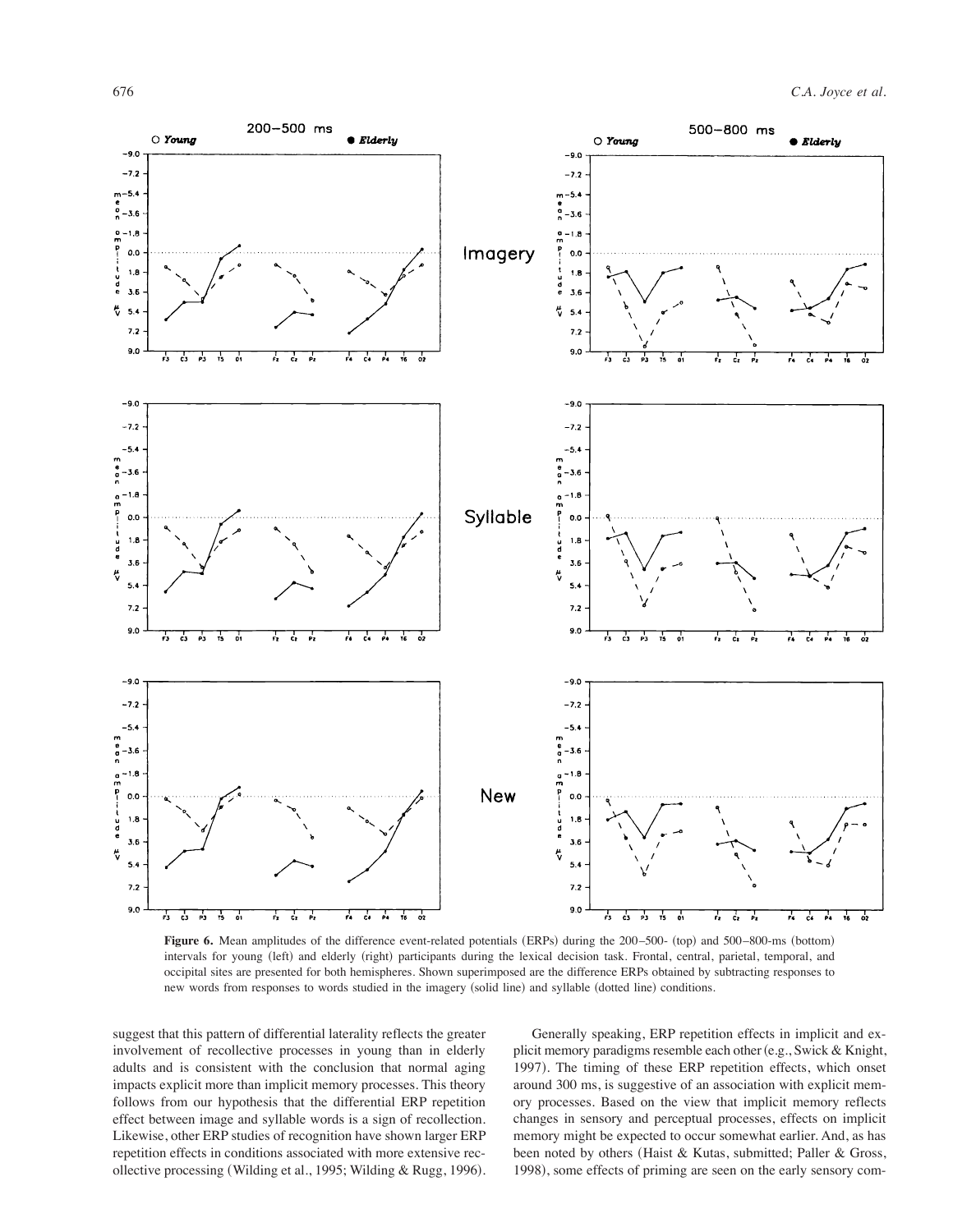**Figure 6.** Mean amplitudes of the difference event-related potentials (ERPs) during the 200–500- (top) and 500–800-ms (bottom) intervals for young (left) and elderly (right) participants during the lexical decision task. Frontal, central, parietal, temporal, and occipital sites are presented for both hemispheres. Shown superimposed are the difference ERPs obtained by subtracting responses to new words from responses to words studied in the imagery (solid line) and syllable (dotted line) conditions.

suggest that this pattern of differential laterality reflects the greater involvement of recollective processes in young than in elderly adults and is consistent with the conclusion that normal aging impacts explicit more than implicit memory processes. This theory follows from our hypothesis that the differential ERP repetition effect between image and syllable words is a sign of recollection. Likewise, other ERP studies of recognition have shown larger ERP repetition effects in conditions associated with more extensive recollective processing (Wilding et al., 1995; Wilding & Rugg, 1996).

Generally speaking, ERP repetition effects in implicit and explicit memory paradigms resemble each other (e.g., Swick & Knight, 1997). The timing of these ERP repetition effects, which onset around 300 ms, is suggestive of an association with explicit memory processes. Based on the view that implicit memory reflects changes in sensory and perceptual processes, effects on implicit memory might be expected to occur somewhat earlier. And, as has been noted by others (Haist & Kutas, submitted; Paller & Gross, 1998), some effects of priming are seen on the early sensory com-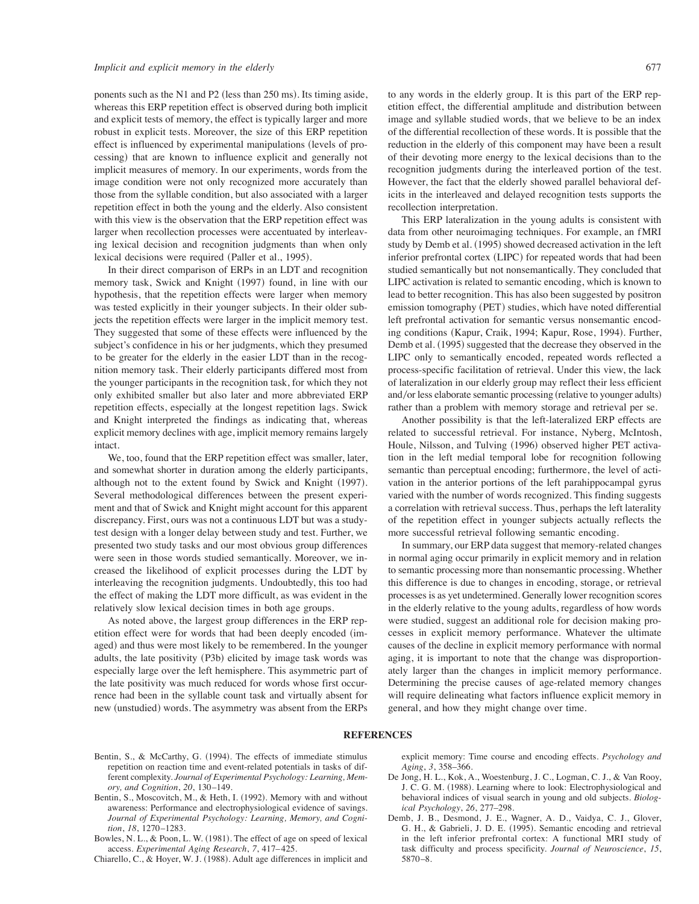ponents such as the N1 and P2 (less than 250 ms). Its timing aside, whereas this ERP repetition effect is observed during both implicit and explicit tests of memory, the effect is typically larger and more robust in explicit tests. Moreover, the size of this ERP repetition effect is influenced by experimental manipulations (levels of processing) that are known to influence explicit and generally not implicit measures of memory. In our experiments, words from the image condition were not only recognized more accurately than those from the syllable condition, but also associated with a larger repetition effect in both the young and the elderly. Also consistent with this view is the observation that the ERP repetition effect was larger when recollection processes were accentuated by interleaving lexical decision and recognition judgments than when only lexical decisions were required (Paller et al., 1995).

In their direct comparison of ERPs in an LDT and recognition memory task, Swick and Knight (1997) found, in line with our hypothesis, that the repetition effects were larger when memory was tested explicitly in their younger subjects. In their older subjects the repetition effects were larger in the implicit memory test. They suggested that some of these effects were influenced by the subject's confidence in his or her judgments, which they presumed to be greater for the elderly in the easier LDT than in the recognition memory task. Their elderly participants differed most from the younger participants in the recognition task, for which they not only exhibited smaller but also later and more abbreviated ERP repetition effects, especially at the longest repetition lags. Swick and Knight interpreted the findings as indicating that, whereas explicit memory declines with age, implicit memory remains largely intact.

We, too, found that the ERP repetition effect was smaller, later, and somewhat shorter in duration among the elderly participants, although not to the extent found by Swick and Knight (1997). Several methodological differences between the present experiment and that of Swick and Knight might account for this apparent discrepancy. First, ours was not a continuous LDT but was a study-test design with a longer delay between study and test. Further, we presented two study tasks and our most obvious group differences were seen in those words studied semantically. Moreover, we increased the likelihood of explicit processes during the LDT by interleaving the recognition judgments. Undoubtedly, this too had the effect of making the LDT more difficult, as was evident in the relatively slow lexical decision times in both age groups.

As noted above, the largest group differences in the ERP repetition effect were for words that had been deeply encoded (imaged) and thus were most likely to be remembered. In the younger adults, the late positivity (P3b) elicited by image task words was especially large over the left hemisphere. This asymmetric part of the late positivity was much reduced for words whose first occurrence had been in the syllable count task and virtually absent for new (unstudied) words. The asymmetry was absent from the ERPs to any words in the elderly group. It is this part of the ERP repetition effect, the differential amplitude and distribution between image and syllable studied words, that we believe to be an index of the differential recollection of these words. It is possible that the reduction in the elderly of this component may have been a result of their devoting more energy to the lexical decisions than to the recognition judgments during the interleaved portion of the test. However, the fact that the elderly showed parallel behavioral deficits in the interleaved and delayed recognition tests supports the recollection interpretation.

This ERP lateralization in the young adults is consistent with data from other neuroimaging techniques. For example, an fMRI study by Demb et al. (1995) showed decreased activation in the left inferior prefrontal cortex (LIPC) for repeated words that had been studied semantically but not nonsemantically. They concluded that LIPC activation is related to semantic encoding, which is known to lead to better recognition. This has also been suggested by positron emission tomography (PET) studies, which have noted differential left prefrontal activation for semantic versus nonsemantic encoding conditions (Kapur, Craik, 1994; Kapur, Rose, 1994). Further, Demb et al. (1995) suggested that the decrease they observed in the LIPC only to semantically encoded, repeated words reflected a process-specific facilitation of retrieval. Under this view, the lack of lateralization in our elderly group may reflect their less efficient and/or less elaborate semantic processing (relative to younger adults) rather than a problem with memory storage and retrieval per se.

Another possibility is that the left-lateralized ERP effects are related to successful retrieval. For instance, Nyberg, McIntosh, Houle, Nilsson, and Tulving (1996) observed higher PET activation in the left medial temporal lobe for recognition following semantic than perceptual encoding; furthermore, the level of activation in the anterior portions of the left parahippocampal gyrus varied with the number of words recognized. This finding suggests a correlation with retrieval success. Thus, perhaps the left laterality of the repetition effect in younger subjects actually reflects the more successful retrieval following semantic encoding.

In summary, our ERP data suggest that memory-related changes in normal aging occur primarily in explicit memory and in relation to semantic processing more than nonsemantic processing. Whether this difference is due to changes in encoding, storage, or retrieval processes is as yet undetermined. Generally lower recognition scores in the elderly relative to the young adults, regardless of how words were studied, suggest an additional role for decision making processes in explicit memory performance. Whatever the ultimate causes of the decline in explicit memory performance with normal aging, it is important to note that the change was disproportionately larger than the changes in implicit memory performance. Determining the precise causes of age-related memory changes will require delineating what factors influence explicit memory in general, and how they might change over time.

## REFERENCES

Bentin, S., & McCarthy, G. (1994). The effects of immediate stimulus repetition on reaction time and event-related potentials in tasks of different complexity. *Journal of Experimental Psychology: Learning, Memory, and Cognition*, *20*, 130–149.

Bentin, S., Moscovitch, M., & Heth, I. (1992). Memory with and without awareness: Performance and electrophysiological evidence of savings. *Journal of Experimental Psychology: Learning, Memory, and Cognition*, *18*, 1270–1283.

Bowles, N. L., & Poon, L. W. (1981). The effect of age on speed of lexical access. *Experimental Aging Research*, *7*, 417–425.

Chiarello, C., & Hoyer, W. J. (1988). Adult age differences in implicit and explicit memory: Time course and encoding effects. *Psychology and Aging*, *3*, 358–366.

De Jong, H. L., Kok, A., Woestenburg, J. C., Logman, C. J., & Van Rooy, J. C. G. M. (1988). Learning where to look: Electrophysiological and behavioral indices of visual search in young and old subjects. *Biological Psychology*, *26*, 277–298.

Demb, J. B., Desmond, J. E., Wagner, A. D., Vaidya, C. J., Glover, G. H., & Gabrieli, J. D. E. (1995). Semantic encoding and retrieval in the left inferior prefrontal cortex: A functional MRI study of task difficulty and process specificity. *Journal of Neuroscience*, *15*, 5870–8.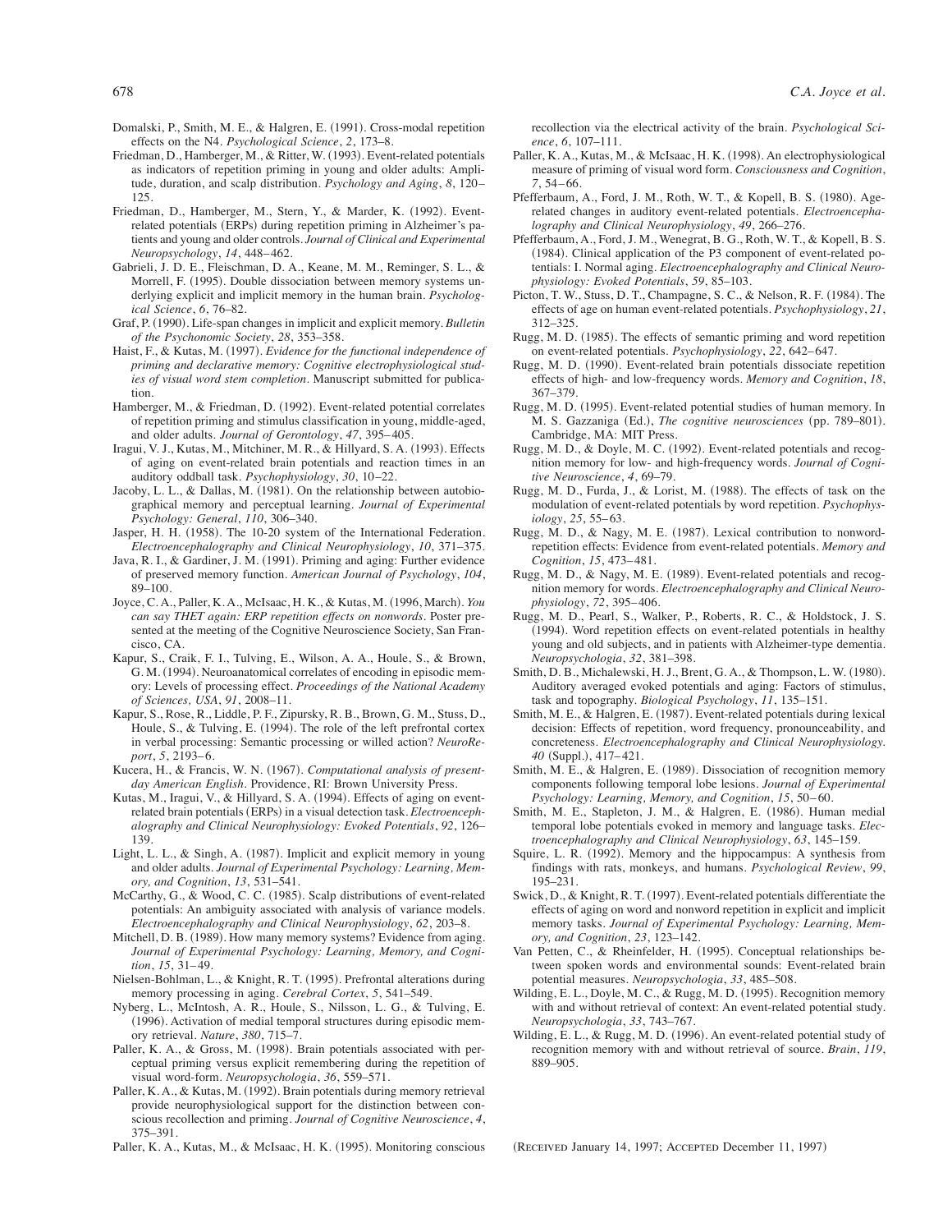Domalski, P., Smith, M. E., & Halgren, E. (1991). Cross-modal repetition effects on the N4. *Psychological Science*, *2*, 173–8.

Friedman, D., Hamberger, M., & Ritter, W. (1993). Event-related potentials as indicators of repetition priming in young and older adults: Amplitude, duration, and scalp distribution. *Psychology and Aging*, *8*, 120–125.

Friedman, D., Hamberger, M., Stern, Y., & Marder, K. (1992). Event-related potentials (ERPs) during repetition priming in Alzheimer's patients and young and older controls. *Journal of Clinical and Experimental Neuropsychology*, *14*, 448–462.

Gabrieli, J. D. E., Fleischman, D. A., Keane, M. M., Reminger, S. L., & Morrell, F. (1995). Double dissociation between memory systems underlying explicit and implicit memory in the human brain. *Psychological Science*, *6*, 76–82.

Graf, P. (1990). Life-span changes in implicit and explicit memory. *Bulletin of the Psychonomic Society*, *28*, 353–358.

Haist, F., & Kutas, M. (1997). *Evidence for the functional independence of priming and declarative memory: Cognitive electrophysiological studies of visual word stem completion*. Manuscript submitted for publication.

Hamberger, M., & Friedman, D. (1992). Event-related potential correlates of repetition priming and stimulus classification in young, middle-aged, and older adults. *Journal of Gerontology*, *47*, 395–405.

Iragui, V. J., Kutas, M., Mitchiner, M. R., & Hillyard, S. A. (1993). Effects of aging on event-related brain potentials and reaction times in an auditory oddball task. *Psychophysiology*, *30*, 10–22.

Jacoby, L. L., & Dallas, M. (1981). On the relationship between autobiographical memory and perceptual learning. *Journal of Experimental Psychology: General*, *110*, 306–340.

Jasper, H. H. (1958). The 10-20 system of the International Federation. *Electroencephalography and Clinical Neurophysiology*, *10*, 371–375.

Java, R. I., & Gardiner, J. M. (1991). Priming and aging: Further evidence of preserved memory function. *American Journal of Psychology*, *104*, 89–100.

Joyce, C. A., Paller, K. A., McIsaac, H. K., & Kutas, M. (1996, March). *You can say THET again: ERP repetition effects on nonwords*. Poster presented at the meeting of the Cognitive Neuroscience Society, San Francisco, CA.

Kapur, S., Craik, F. I., Tulving, E., Wilson, A. A., Houle, S., & Brown, G. M. (1994). Neuroanatomical correlates of encoding in episodic memory: Levels of processing effect. *Proceedings of the National Academy of Sciences, USA*, *91*, 2008–11.

Kapur, S., Rose, R., Liddle, P. F., Zipursky, R. B., Brown, G. M., Stuss, D., Houle, S., & Tulving, E. (1994). The role of the left prefrontal cortex in verbal processing: Semantic processing or willed action? *NeuroReport*, *5*, 2193–6.

Kucera, H., & Francis, W. N. (1967). *Computational analysis of present-day American English*. Providence, RI: Brown University Press.

Kutas, M., Iragui, V., & Hillyard, S. A. (1994). Effects of aging on event-related brain potentials (ERPs) in a visual detection task. *Electroencephalography and Clinical Neurophysiology: Evoked Potentials*, *92*, 126–139.

Light, L. L., & Singh, A. (1987). Implicit and explicit memory in young and older adults. *Journal of Experimental Psychology: Learning, Memory, and Cognition*, *13*, 531–541.

McCarthy, G., & Wood, C. C. (1985). Scalp distributions of event-related potentials: An ambiguity associated with analysis of variance models. *Electroencephalography and Clinical Neurophysiology*, *62*, 203–8.

Mitchell, D. B. (1989). How many memory systems? Evidence from aging. *Journal of Experimental Psychology: Learning, Memory, and Cognition*, *15*, 31–49.

Nielsen-Bohlman, L., & Knight, R. T. (1995). Prefrontal alterations during memory processing in aging. *Cerebral Cortex*, *5*, 541–549.

Nyberg, L., McIntosh, A. R., Houle, S., Nilsson, L. G., & Tulving, E. (1996). Activation of medial temporal structures during episodic memory retrieval. *Nature*, *380*, 715–7.

Paller, K. A., & Gross, M. (1998). Brain potentials associated with perceptual priming versus explicit remembering during the repetition of visual word-form. *Neuropsychologia*, *36*, 559–571.

Paller, K. A., & Kutas, M. (1992). Brain potentials during memory retrieval provide neurophysiological support for the distinction between conscious recollection and priming. *Journal of Cognitive Neuroscience*, *4*, 375–391.

Paller, K. A., Kutas, M., & McIsaac, H. K. (1995). Monitoring conscious recollection via the electrical activity of the brain. *Psychological Science*, *6*, 107–111.

Paller, K. A., Kutas, M., & McIsaac, H. K. (1998). An electrophysiological measure of priming of visual word form. *Consciousness and Cognition*, *7*, 54–66.

Pfefferbaum, A., Ford, J. M., Roth, W. T., & Kopell, B. S. (1980). Age-related changes in auditory event-related potentials. *Electroencephalography and Clinical Neurophysiology*, *49*, 266–276.

Pfefferbaum, A., Ford, J. M., Wenegrat, B. G., Roth, W. T., & Kopell, B. S. (1984). Clinical application of the P3 component of event-related potentials: I. Normal aging. *Electroencephalography and Clinical Neurophysiology: Evoked Potentials*, *59*, 85–103.

Picton, T. W., Stuss, D. T., Champagne, S. C., & Nelson, R. F. (1984). The effects of age on human event-related potentials. *Psychophysiology*, *21*, 312–325.

Rugg, M. D. (1985). The effects of semantic priming and word repetition on event-related potentials. *Psychophysiology*, *22*, 642–647.

Rugg, M. D. (1990). Event-related brain potentials dissociate repetition effects of high- and low-frequency words. *Memory and Cognition*, *18*, 367–379.

Rugg, M. D. (1995). Event-related potential studies of human memory. In M. S. Gazzaniga (Ed.), *The cognitive neurosciences* (pp. 789–801). Cambridge, MA: MIT Press.

Rugg, M. D., & Doyle, M. C. (1992). Event-related potentials and recognition memory for low- and high-frequency words. *Journal of Cognitive Neuroscience*, *4*, 69–79.

Rugg, M. D., Furda, J., & Lorist, M. (1988). The effects of task on the modulation of event-related potentials by word repetition. *Psychophysiology*, *25*, 55–63.

Rugg, M. D., & Nagy, M. E. (1987). Lexical contribution to nonword-repetition effects: Evidence from event-related potentials. *Memory and Cognition*, *15*, 473–481.

Rugg, M. D., & Nagy, M. E. (1989). Event-related potentials and recognition memory for words. *Electroencephalography and Clinical Neurophysiology*, *72*, 395–406.

Rugg, M. D., Pearl, S., Walker, P., Roberts, R. C., & Holdstock, J. S. (1994). Word repetition effects on event-related potentials in healthy young and old subjects, and in patients with Alzheimer-type dementia. *Neuropsychologia*, *32*, 381–398.

Smith, D. B., Michalewski, H. J., Brent, G. A., & Thompson, L. W. (1980). Auditory averaged evoked potentials and aging: Factors of stimulus, task and topography. *Biological Psychology*, *11*, 135–151.

Smith, M. E., & Halgren, E. (1987). Event-related potentials during lexical decision: Effects of repetition, word frequency, pronounceability, and concreteness. *Electroencephalography and Clinical Neurophysiology. 40* (Suppl.), 417–421.

Smith, M. E., & Halgren, E. (1989). Dissociation of recognition memory components following temporal lobe lesions. *Journal of Experimental Psychology: Learning, Memory, and Cognition*, *15*, 50–60.

Smith, M. E., Stapleton, J. M., & Halgren, E. (1986). Human medial temporal lobe potentials evoked in memory and language tasks. *Electroencephalography and Clinical Neurophysiology*, *63*, 145–159.

Squire, L. R. (1992). Memory and the hippocampus: A synthesis from findings with rats, monkeys, and humans. *Psychological Review*, *99*, 195–231.

Swick, D., & Knight, R. T. (1997). Event-related potentials differentiate the effects of aging on word and nonword repetition in explicit and implicit memory tasks. *Journal of Experimental Psychology: Learning, Memory, and Cognition*, *23*, 123–142.

Van Petten, C., & Rheinfelder, H. (1995). Conceptual relationships between spoken words and environmental sounds: Event-related brain potential measures. *Neuropsychologia*, *33*, 485–508.

Wilding, E. L., Doyle, M. C., & Rugg, M. D. (1995). Recognition memory with and without retrieval of context: An event-related potential study. *Neuropsychologia*, *33*, 743–767.

Wilding, E. L., & Rugg, M. D. (1996). An event-related potential study of recognition memory with and without retrieval of source. *Brain*, *119*, 889–905.

(Received January 14, 1997; Accepted December 11, 1997)